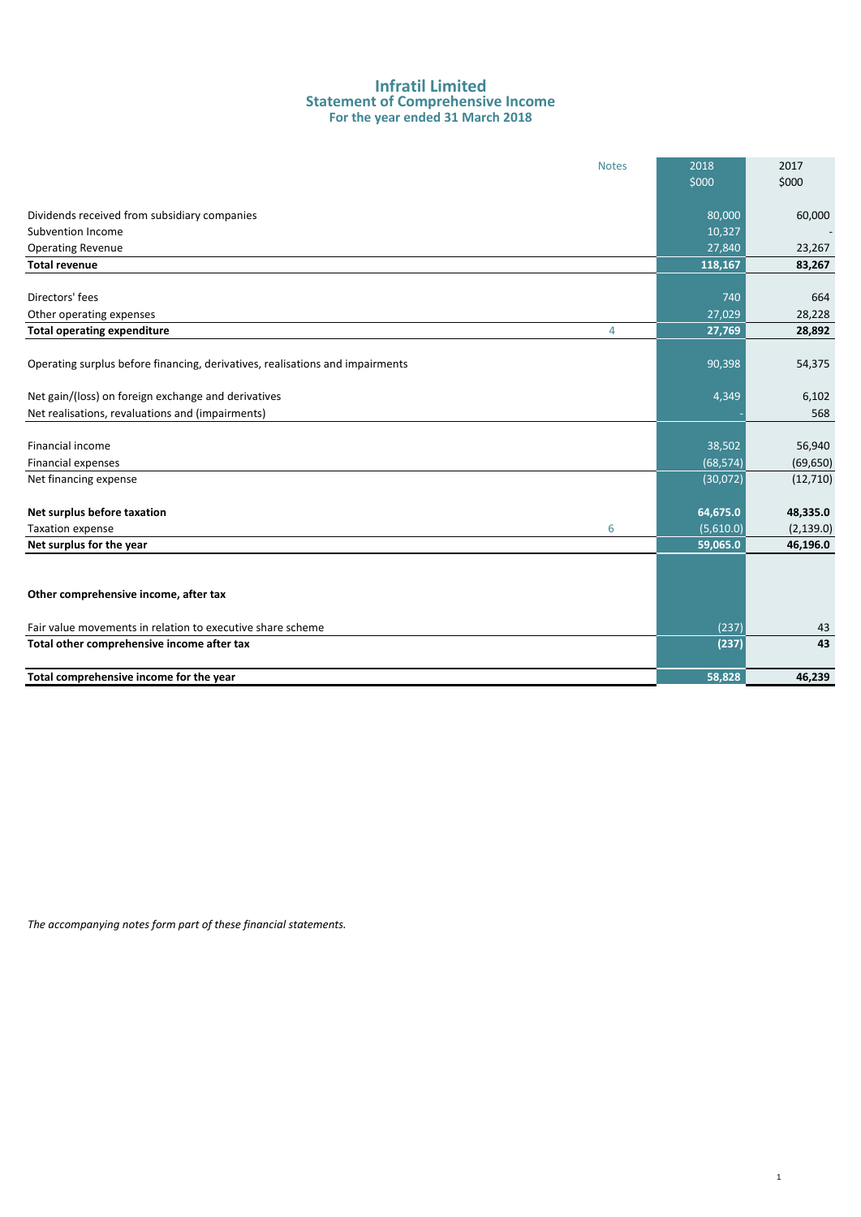# Infratil Limited
## Statement of Comprehensive Income
### For the year ended 31 March 2018

| | Notes | 2018 $000 | 2017 $000 |
|---|---|---|---|
| Dividends received from subsidiary companies | | 80,000 | 60,000 |
| Subvention Income | | 10,327 | - |
| Operating Revenue | | 27,840 | 23,267 |
| **Total revenue** | | **118,167** | **83,267** |
| | | | |
| Directors' fees | | 740 | 664 |
| Other operating expenses | | 27,029 | 28,228 |
| **Total operating expenditure** | 4 | **27,769** | **28,892** |
| | | | |
| Operating surplus before financing, derivatives, realisations and impairments | | 90,398 | 54,375 |
| | | | |
| Net gain/(loss) on foreign exchange and derivatives | | 4,349 | 6,102 |
| Net realisations, revaluations and (impairments) | | - | 568 |
| | | | |
| Financial income | | 38,502 | 56,940 |
| Financial expenses | | (68,574) | (69,650) |
| Net financing expense | | (30,072) | (12,710) |
| | | | |
| **Net surplus before taxation** | | **64,675.0** | **48,335.0** |
| Taxation expense | 6 | (5,610.0) | (2,139.0) |
| **Net surplus for the year** | | **59,065.0** | **46,196.0** |
| | | | |
| **Other comprehensive income, after tax** | | | |
| | | | |
| Fair value movements in relation to executive share scheme | | (237) | 43 |
| **Total other comprehensive income after tax** | | **(237)** | **43** |
| | | | |
| **Total comprehensive income for the year** | | **58,828** | **46,239** |

*The accompanying notes form part of these financial statements.*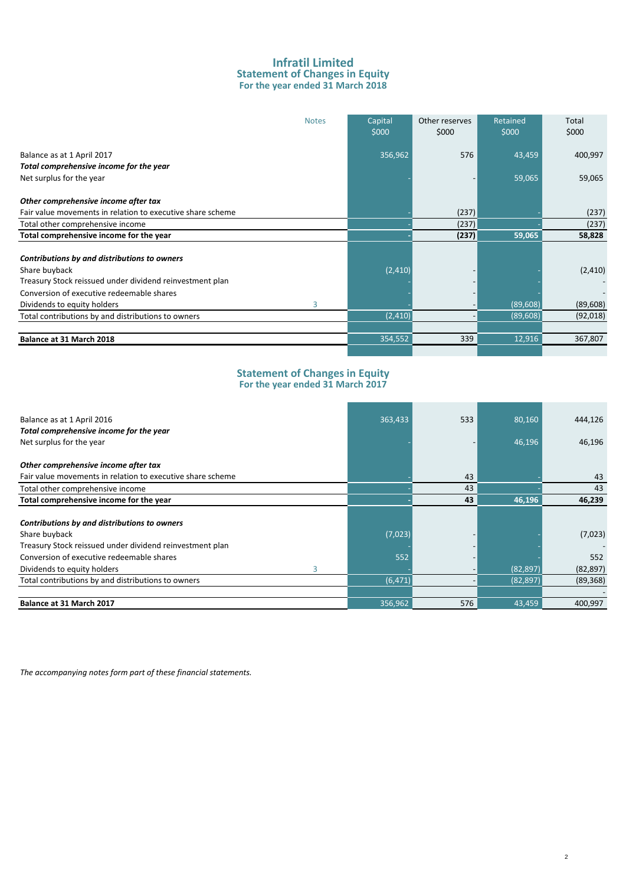# Infratil Limited
## Statement of Changes in Equity
### For the year ended 31 March 2018

| | Notes | Capital $000 | Other reserves $000 | Retained $000 | Total $000 |
|---|---|---|---|---|---|
| Balance as at 1 April 2017 | | 356,962 | 576 | 43,459 | 400,997 |
| ***Total comprehensive income for the year*** | | | | | |
| Net surplus for the year | | - | - | 59,065 | 59,065 |
| | | | | | |
| ***Other comprehensive income after tax*** | | | | | |
| Fair value movements in relation to executive share scheme | | - | (237) | - | (237) |
| Total other comprehensive income | | - | (237) | - | (237) |
| **Total comprehensive income for the year** | | **-** | **(237)** | **59,065** | **58,828** |
| | | | | | |
| ***Contributions by and distributions to owners*** | | | | | |
| Share buyback | | (2,410) | - | - | (2,410) |
| Treasury Stock reissued under dividend reinvestment plan | | - | - | - | - |
| Conversion of executive redeemable shares | | - | - | - | - |
| Dividends to equity holders | 3 | - | - | (89,608) | (89,608) |
| Total contributions by and distributions to owners | | (2,410) | - | (89,608) | (92,018) |
| | | | | | |
| **Balance at 31 March 2018** | | 354,552 | 339 | 12,916 | 367,807 |

## Statement of Changes in Equity
### For the year ended 31 March 2017

| | Notes | Capital $000 | Other reserves $000 | Retained $000 | Total $000 |
|---|---|---|---|---|---|
| Balance as at 1 April 2016 | | 363,433 | 533 | 80,160 | 444,126 |
| ***Total comprehensive income for the year*** | | | | | |
| Net surplus for the year | | - | - | 46,196 | 46,196 |
| | | | | | |
| ***Other comprehensive income after tax*** | | | | | |
| Fair value movements in relation to executive share scheme | | - | 43 | - | 43 |
| Total other comprehensive income | | - | 43 | - | 43 |
| **Total comprehensive income for the year** | | **-** | **43** | **46,196** | **46,239** |
| | | | | | |
| ***Contributions by and distributions to owners*** | | | | | |
| Share buyback | | (7,023) | - | - | (7,023) |
| Treasury Stock reissued under dividend reinvestment plan | | - | - | - | - |
| Conversion of executive redeemable shares | | 552 | - | - | 552 |
| Dividends to equity holders | 3 | - | - | (82,897) | (82,897) |
| Total contributions by and distributions to owners | | (6,471) | - | (82,897) | (89,368) |
| | | | | | - |
| **Balance at 31 March 2017** | | 356,962 | 576 | 43,459 | 400,997 |

*The accompanying notes form part of these financial statements.*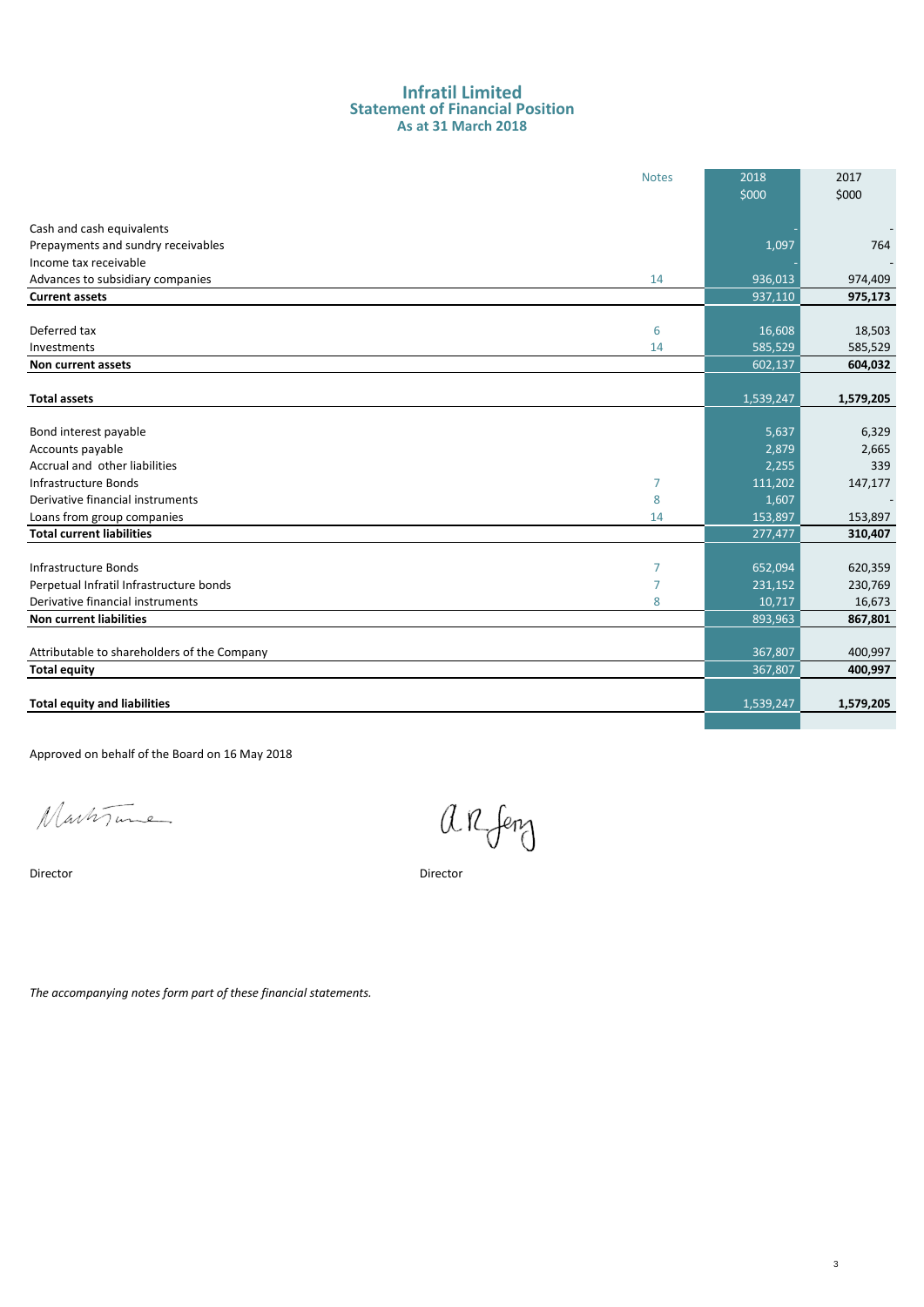# Infratil Limited
## Statement of Financial Position
### As at 31 March 2018

| | Notes | 2018 | 2017 |
|---|---|---|---|
| | | $000 | $000 |
| Cash and cash equivalents | | - | - |
| Prepayments and sundry receivables | | 1,097 | 764 |
| Income tax receivable | | - | - |
| Advances to subsidiary companies | 14 | 936,013 | 974,409 |
| **Current assets** | | 937,110 | **975,173** |
| Deferred tax | 6 | 16,608 | 18,503 |
| Investments | 14 | 585,529 | 585,529 |
| **Non current assets** | | 602,137 | **604,032** |
| **Total assets** | | 1,539,247 | **1,579,205** |
| Bond interest payable | | 5,637 | 6,329 |
| Accounts payable | | 2,879 | 2,665 |
| Accrual and other liabilities | | 2,255 | 339 |
| Infrastructure Bonds | 7 | 111,202 | 147,177 |
| Derivative financial instruments | 8 | 1,607 | - |
| Loans from group companies | 14 | 153,897 | 153,897 |
| **Total current liabilities** | | 277,477 | **310,407** |
| Infrastructure Bonds | 7 | 652,094 | 620,359 |
| Perpetual Infratil Infrastructure bonds | 7 | 231,152 | 230,769 |
| Derivative financial instruments | 8 | 10,717 | 16,673 |
| **Non current liabilities** | | 893,963 | **867,801** |
| Attributable to shareholders of the Company | | 367,807 | 400,997 |
| **Total equity** | | 367,807 | **400,997** |
| **Total equity and liabilities** | | 1,539,247 | **1,579,205** |

Approved on behalf of the Board on 16 May 2018

Director

Director

*The accompanying notes form part of these financial statements.*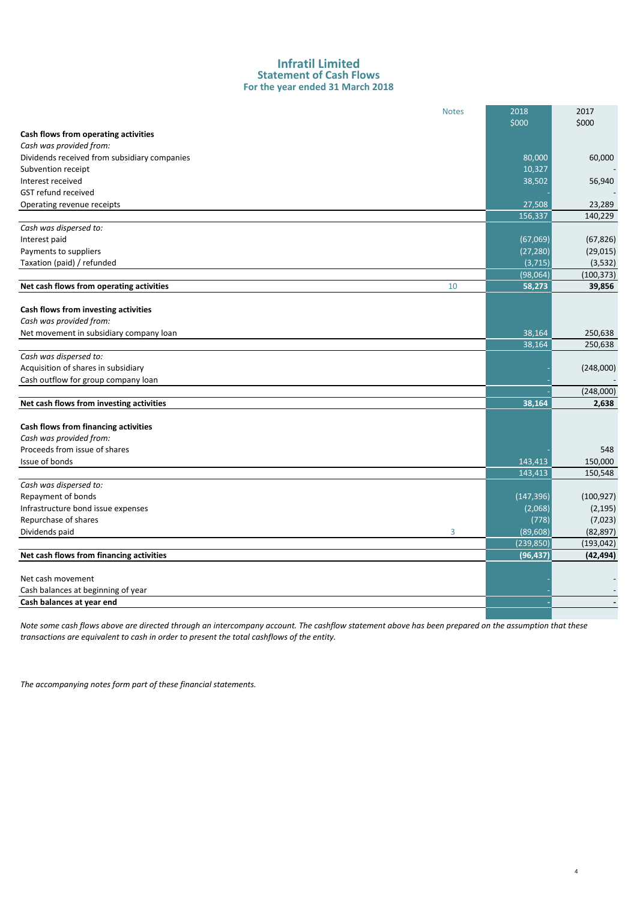# Infratil Limited
## Statement of Cash Flows
### For the year ended 31 March 2018

| | Notes | 2018 $000 | 2017 $000 |
|---|---|---|---|
| **Cash flows from operating activities** | | | |
| *Cash was provided from:* | | | |
| Dividends received from subsidiary companies | | 80,000 | 60,000 |
| Subvention receipt | | 10,327 | - |
| Interest received | | 38,502 | 56,940 |
| GST refund received | | - | - |
| Operating revenue receipts | | 27,508 | 23,289 |
| | | 156,337 | 140,229 |
| *Cash was dispersed to:* | | | |
| Interest paid | | (67,069) | (67,826) |
| Payments to suppliers | | (27,280) | (29,015) |
| Taxation (paid) / refunded | | (3,715) | (3,532) |
| | | (98,064) | (100,373) |
| **Net cash flows from operating activities** | 10 | **58,273** | **39,856** |
| | | | |
| **Cash flows from investing activities** | | | |
| *Cash was provided from:* | | | |
| Net movement in subsidiary company loan | | 38,164 | 250,638 |
| | | 38,164 | 250,638 |
| *Cash was dispersed to:* | | | |
| Acquisition of shares in subsidiary | | - | (248,000) |
| Cash outflow for group company loan | | - | - |
| | | - | (248,000) |
| **Net cash flows from investing activities** | | **38,164** | **2,638** |
| | | | |
| **Cash flows from financing activities** | | | |
| *Cash was provided from:* | | | |
| Proceeds from issue of shares | | - | 548 |
| Issue of bonds | | 143,413 | 150,000 |
| | | 143,413 | 150,548 |
| *Cash was dispersed to:* | | | |
| Repayment of bonds | | (147,396) | (100,927) |
| Infrastructure bond issue expenses | | (2,068) | (2,195) |
| Repurchase of shares | | (778) | (7,023) |
| Dividends paid | 3 | (89,608) | (82,897) |
| | | (239,850) | (193,042) |
| **Net cash flows from financing activities** | | **(96,437)** | **(42,494)** |
| | | | |
| Net cash movement | | - | - |
| Cash balances at beginning of year | | - | - |
| **Cash balances at year end** | | **-** | **-** |

*Note some cash flows above are directed through an intercompany account. The cashflow statement above has been prepared on the assumption that these transactions are equivalent to cash in order to present the total cashflows of the entity.*

*The accompanying notes form part of these financial statements.*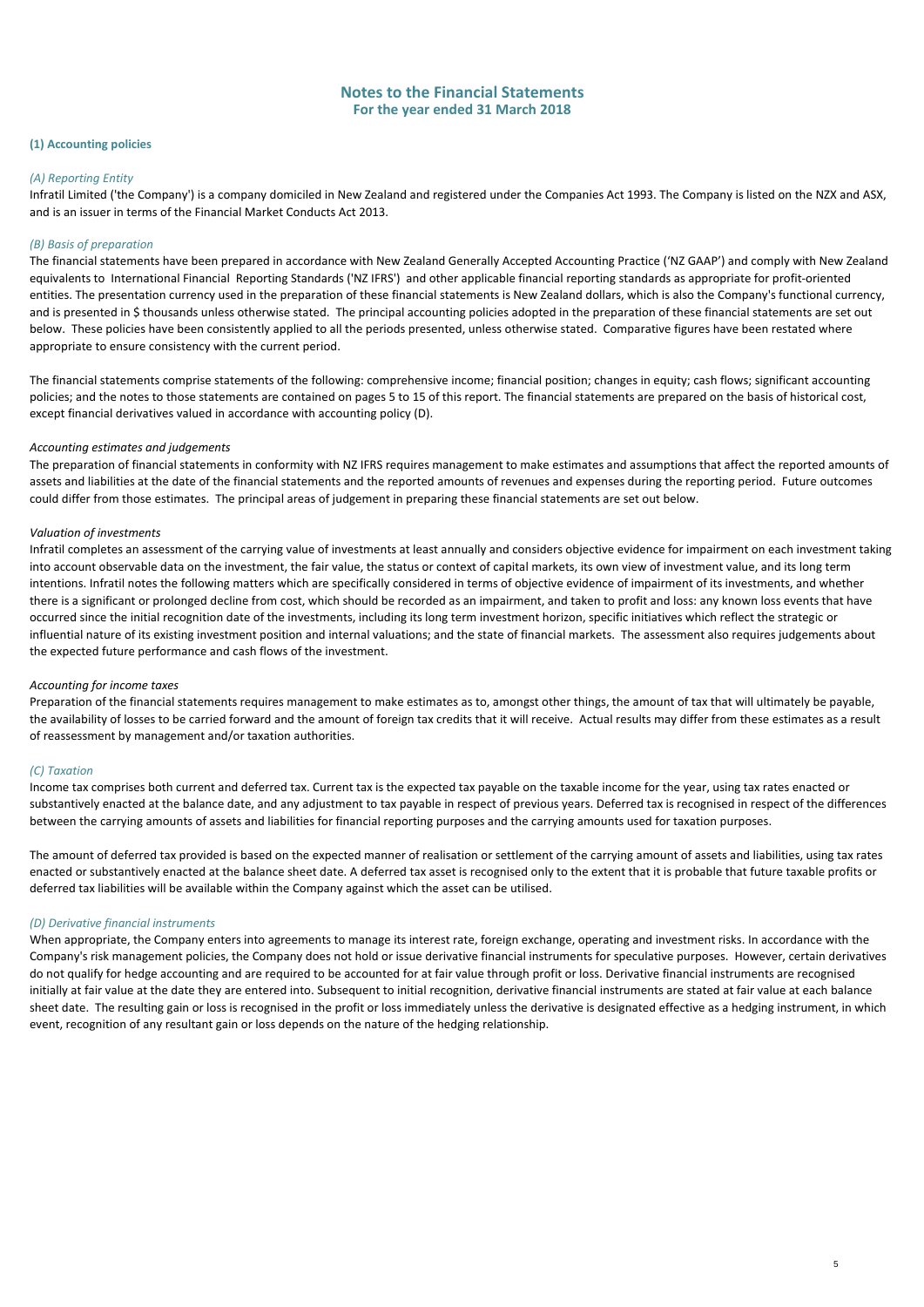# Notes to the Financial Statements
## For the year ended 31 March 2018

### (1) Accounting policies

*(A) Reporting Entity*

Infratil Limited ('the Company') is a company domiciled in New Zealand and registered under the Companies Act 1993. The Company is listed on the NZX and ASX, and is an issuer in terms of the Financial Market Conducts Act 2013.

*(B) Basis of preparation*

The financial statements have been prepared in accordance with New Zealand Generally Accepted Accounting Practice ('NZ GAAP') and comply with New Zealand equivalents to International Financial Reporting Standards ('NZ IFRS') and other applicable financial reporting standards as appropriate for profit-oriented entities. The presentation currency used in the preparation of these financial statements is New Zealand dollars, which is also the Company's functional currency, and is presented in $ thousands unless otherwise stated. The principal accounting policies adopted in the preparation of these financial statements are set out below. These policies have been consistently applied to all the periods presented, unless otherwise stated. Comparative figures have been restated where appropriate to ensure consistency with the current period.

The financial statements comprise statements of the following: comprehensive income; financial position; changes in equity; cash flows; significant accounting policies; and the notes to those statements are contained on pages 5 to 15 of this report. The financial statements are prepared on the basis of historical cost, except financial derivatives valued in accordance with accounting policy (D).

*Accounting estimates and judgements*

The preparation of financial statements in conformity with NZ IFRS requires management to make estimates and assumptions that affect the reported amounts of assets and liabilities at the date of the financial statements and the reported amounts of revenues and expenses during the reporting period. Future outcomes could differ from those estimates. The principal areas of judgement in preparing these financial statements are set out below.

*Valuation of investments*

Infratil completes an assessment of the carrying value of investments at least annually and considers objective evidence for impairment on each investment taking into account observable data on the investment, the fair value, the status or context of capital markets, its own view of investment value, and its long term intentions. Infratil notes the following matters which are specifically considered in terms of objective evidence of impairment of its investments, and whether there is a significant or prolonged decline from cost, which should be recorded as an impairment, and taken to profit and loss: any known loss events that have occurred since the initial recognition date of the investments, including its long term investment horizon, specific initiatives which reflect the strategic or influential nature of its existing investment position and internal valuations; and the state of financial markets. The assessment also requires judgements about the expected future performance and cash flows of the investment.

*Accounting for income taxes*

Preparation of the financial statements requires management to make estimates as to, amongst other things, the amount of tax that will ultimately be payable, the availability of losses to be carried forward and the amount of foreign tax credits that it will receive. Actual results may differ from these estimates as a result of reassessment by management and/or taxation authorities.

*(C) Taxation*

Income tax comprises both current and deferred tax. Current tax is the expected tax payable on the taxable income for the year, using tax rates enacted or substantively enacted at the balance date, and any adjustment to tax payable in respect of previous years. Deferred tax is recognised in respect of the differences between the carrying amounts of assets and liabilities for financial reporting purposes and the carrying amounts used for taxation purposes.

The amount of deferred tax provided is based on the expected manner of realisation or settlement of the carrying amount of assets and liabilities, using tax rates enacted or substantively enacted at the balance sheet date. A deferred tax asset is recognised only to the extent that it is probable that future taxable profits or deferred tax liabilities will be available within the Company against which the asset can be utilised.

*(D) Derivative financial instruments*

When appropriate, the Company enters into agreements to manage its interest rate, foreign exchange, operating and investment risks. In accordance with the Company's risk management policies, the Company does not hold or issue derivative financial instruments for speculative purposes. However, certain derivatives do not qualify for hedge accounting and are required to be accounted for at fair value through profit or loss. Derivative financial instruments are recognised initially at fair value at the date they are entered into. Subsequent to initial recognition, derivative financial instruments are stated at fair value at each balance sheet date. The resulting gain or loss is recognised in the profit or loss immediately unless the derivative is designated effective as a hedging instrument, in which event, recognition of any resultant gain or loss depends on the nature of the hedging relationship.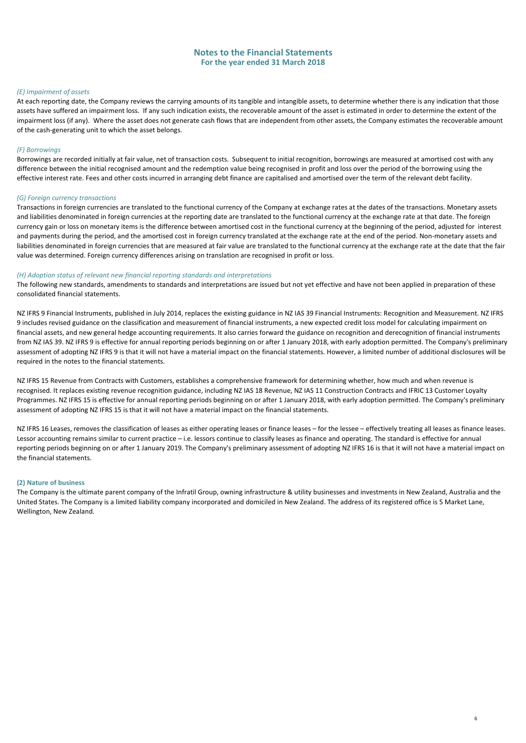# Notes to the Financial Statements

**For the year ended 31 March 2018**

*(E) Impairment of assets*

At each reporting date, the Company reviews the carrying amounts of its tangible and intangible assets, to determine whether there is any indication that those assets have suffered an impairment loss. If any such indication exists, the recoverable amount of the asset is estimated in order to determine the extent of the impairment loss (if any). Where the asset does not generate cash flows that are independent from other assets, the Company estimates the recoverable amount of the cash-generating unit to which the asset belongs.

*(F) Borrowings*

Borrowings are recorded initially at fair value, net of transaction costs. Subsequent to initial recognition, borrowings are measured at amortised cost with any difference between the initial recognised amount and the redemption value being recognised in profit and loss over the period of the borrowing using the effective interest rate. Fees and other costs incurred in arranging debt finance are capitalised and amortised over the term of the relevant debt facility.

*(G) Foreign currency transactions*

Transactions in foreign currencies are translated to the functional currency of the Company at exchange rates at the dates of the transactions. Monetary assets and liabilities denominated in foreign currencies at the reporting date are translated to the functional currency at the exchange rate at that date. The foreign currency gain or loss on monetary items is the difference between amortised cost in the functional currency at the beginning of the period, adjusted for interest and payments during the period, and the amortised cost in foreign currency translated at the exchange rate at the end of the period. Non-monetary assets and liabilities denominated in foreign currencies that are measured at fair value are translated to the functional currency at the exchange rate at the date that the fair value was determined. Foreign currency differences arising on translation are recognised in profit or loss.

*(H) Adoption status of relevant new financial reporting standards and interpretations*

The following new standards, amendments to standards and interpretations are issued but not yet effective and have not been applied in preparation of these consolidated financial statements.

NZ IFRS 9 Financial Instruments, published in July 2014, replaces the existing guidance in NZ IAS 39 Financial Instruments: Recognition and Measurement. NZ IFRS 9 includes revised guidance on the classification and measurement of financial instruments, a new expected credit loss model for calculating impairment on financial assets, and new general hedge accounting requirements. It also carries forward the guidance on recognition and derecognition of financial instruments from NZ IAS 39. NZ IFRS 9 is effective for annual reporting periods beginning on or after 1 January 2018, with early adoption permitted. The Company's preliminary assessment of adopting NZ IFRS 9 is that it will not have a material impact on the financial statements. However, a limited number of additional disclosures will be required in the notes to the financial statements.

NZ IFRS 15 Revenue from Contracts with Customers, establishes a comprehensive framework for determining whether, how much and when revenue is recognised. It replaces existing revenue recognition guidance, including NZ IAS 18 Revenue, NZ IAS 11 Construction Contracts and IFRIC 13 Customer Loyalty Programmes. NZ IFRS 15 is effective for annual reporting periods beginning on or after 1 January 2018, with early adoption permitted. The Company's preliminary assessment of adopting NZ IFRS 15 is that it will not have a material impact on the financial statements.

NZ IFRS 16 Leases, removes the classification of leases as either operating leases or finance leases – for the lessee – effectively treating all leases as finance leases. Lessor accounting remains similar to current practice – i.e. lessors continue to classify leases as finance and operating. The standard is effective for annual reporting periods beginning on or after 1 January 2019. The Company's preliminary assessment of adopting NZ IFRS 16 is that it will not have a material impact on the financial statements.

**(2) Nature of business**

The Company is the ultimate parent company of the Infratil Group, owning infrastructure & utility businesses and investments in New Zealand, Australia and the United States. The Company is a limited liability company incorporated and domiciled in New Zealand. The address of its registered office is 5 Market Lane, Wellington, New Zealand.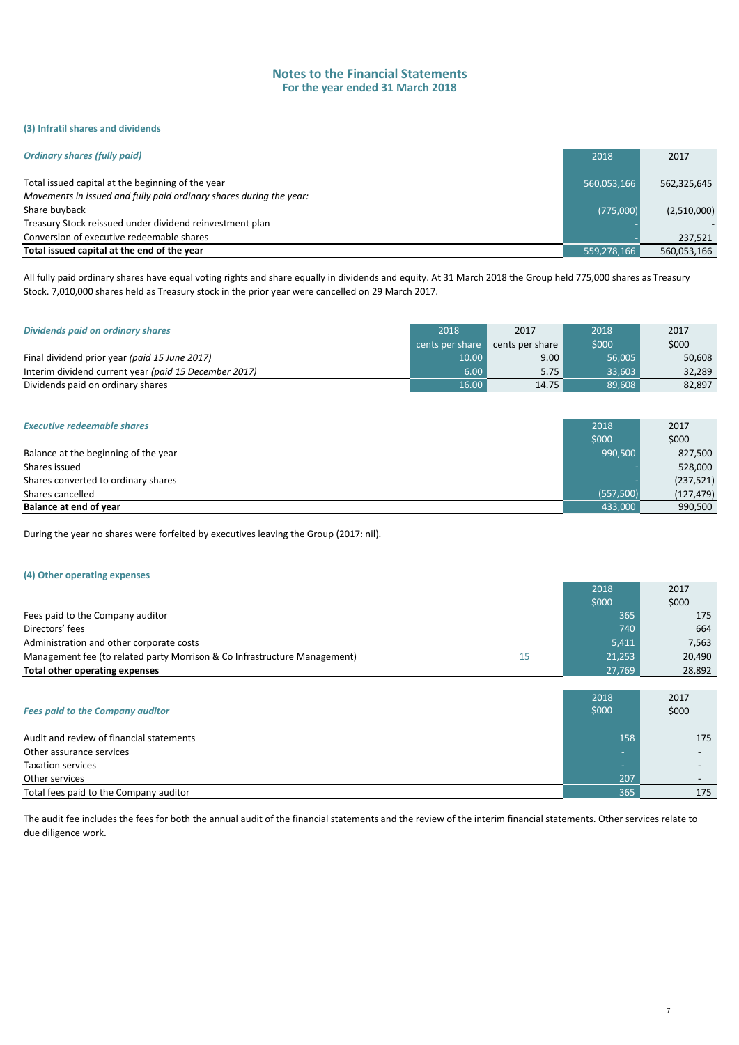# Notes to the Financial Statements
## For the year ended 31 March 2018

### (3) Infratil shares and dividends

| *Ordinary shares (fully paid)* | 2018 | 2017 |
|---|---|---|
| Total issued capital at the beginning of the year | 560,053,166 | 562,325,645 |
| *Movements in issued and fully paid ordinary shares during the year:* | | |
| Share buyback | (775,000) | (2,510,000) |
| Treasury Stock reissued under dividend reinvestment plan | - | - |
| Conversion of executive redeemable shares | - | 237,521 |
| **Total issued capital at the end of the year** | 559,278,166 | 560,053,166 |

All fully paid ordinary shares have equal voting rights and share equally in dividends and equity. At 31 March 2018 the Group held 775,000 shares as Treasury Stock. 7,010,000 shares held as Treasury stock in the prior year were cancelled on 29 March 2017.

| *Dividends paid on ordinary shares* | 2018 | 2017 | 2018 | 2017 |
|---|---|---|---|---|
| | cents per share | cents per share | $000 | $000 |
| Final dividend prior year *(paid 15 June 2017)* | 10.00 | 9.00 | 56,005 | 50,608 |
| Interim dividend current year *(paid 15 December 2017)* | 6.00 | 5.75 | 33,603 | 32,289 |
| Dividends paid on ordinary shares | 16.00 | 14.75 | 89,608 | 82,897 |

| *Executive redeemable shares* | 2018 | 2017 |
|---|---|---|
| | $000 | $000 |
| Balance at the beginning of the year | 990,500 | 827,500 |
| Shares issued | - | 528,000 |
| Shares converted to ordinary shares | - | (237,521) |
| Shares cancelled | (557,500) | (127,479) |
| **Balance at end of year** | 433,000 | 990,500 |

During the year no shares were forfeited by executives leaving the Group (2017: nil).

### (4) Other operating expenses

| | | 2018 | 2017 |
|---|---|---|---|
| | | $000 | $000 |
| Fees paid to the Company auditor | | 365 | 175 |
| Directors' fees | | 740 | 664 |
| Administration and other corporate costs | | 5,411 | 7,563 |
| Management fee (to related party Morrison & Co Infrastructure Management) | 15 | 21,253 | 20,490 |
| **Total other operating expenses** | | 27,769 | 28,892 |

| *Fees paid to the Company auditor* | 2018<br>$000 | 2017<br>$000 |
|---|---|---|
| Audit and review of financial statements | 158 | 175 |
| Other assurance services | - | - |
| Taxation services | - | - |
| Other services | 207 | - |
| Total fees paid to the Company auditor | 365 | 175 |

The audit fee includes the fees for both the annual audit of the financial statements and the review of the interim financial statements. Other services relate to due diligence work.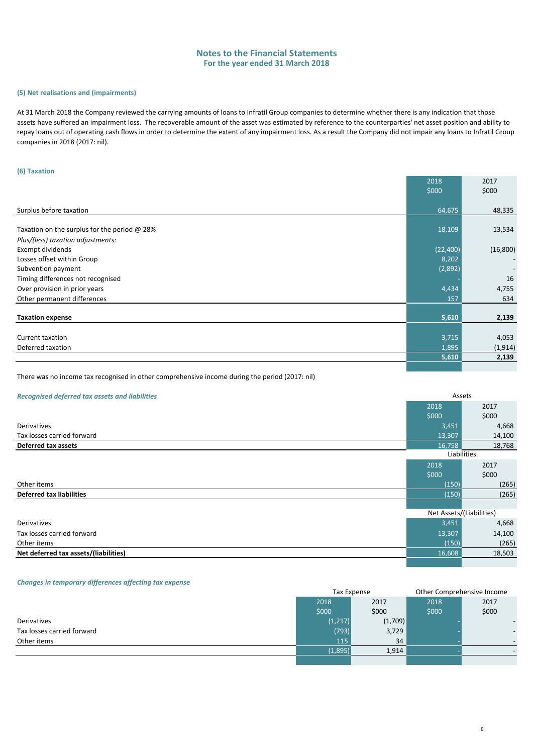# Notes to the Financial Statements
## For the year ended 31 March 2018

### (5) Net realisations and (impairments)

At 31 March 2018 the Company reviewed the carrying amounts of loans to Infratil Group companies to determine whether there is any indication that those assets have suffered an impairment loss. The recoverable amount of the asset was estimated by reference to the counterparties' net asset position and ability to repay loans out of operating cash flows in order to determine the extent of any impairment loss. As a result the Company did not impair any loans to Infratil Group companies in 2018 (2017: nil).

### (6) Taxation

| | 2018<br>$000 | 2017<br>$000 |
|---|---|---|
| Surplus before taxation | 64,675 | 48,335 |
| | | |
| Taxation on the surplus for the period @ 28% | 18,109 | 13,534 |
| *Plus/(less) taxation adjustments:* | | |
| Exempt dividends | (22,400) | (16,800) |
| Losses offset within Group | 8,202 | - |
| Subvention payment | (2,892) | - |
| Timing differences not recognised | - | 16 |
| Over provision in prior years | 4,434 | 4,755 |
| Other permanent differences | 157 | 634 |
| **Taxation expense** | **5,610** | **2,139** |
| | | |
| Current taxation | 3,715 | 4,053 |
| Deferred taxation | 1,895 | (1,914) |
| | **5,610** | **2,139** |

There was no income tax recognised in other comprehensive income during the period (2017: nil)

*Recognised deferred tax assets and liabilities*

| | Assets | |
|---|---|---|
| | 2018<br>$000 | 2017<br>$000 |
| Derivatives | 3,451 | 4,668 |
| Tax losses carried forward | 13,307 | 14,100 |
| **Deferred tax assets** | 16,758 | 18,768 |

| | Liabilities | |
|---|---|---|
| | 2018<br>$000 | 2017<br>$000 |
| Other items | (150) | (265) |
| **Deferred tax liabilities** | (150) | (265) |

| | Net Assets/(Liabilities) | |
|---|---|---|
| Derivatives | 3,451 | 4,668 |
| Tax losses carried forward | 13,307 | 14,100 |
| Other items | (150) | (265) |
| **Net deferred tax assets/(liabilities)** | 16,608 | 18,503 |

*Changes in temporary differences affecting tax expense*

| | Tax Expense | | Other Comprehensive Income | |
|---|---|---|---|---|
| | 2018<br>$000 | 2017<br>$000 | 2018<br>$000 | 2017<br>$000 |
| Derivatives | (1,217) | (1,709) | - | - |
| Tax losses carried forward | (793) | 3,729 | - | - |
| Other items | 115 | 34 | - | - |
| | (1,895) | 1,914 | - | - |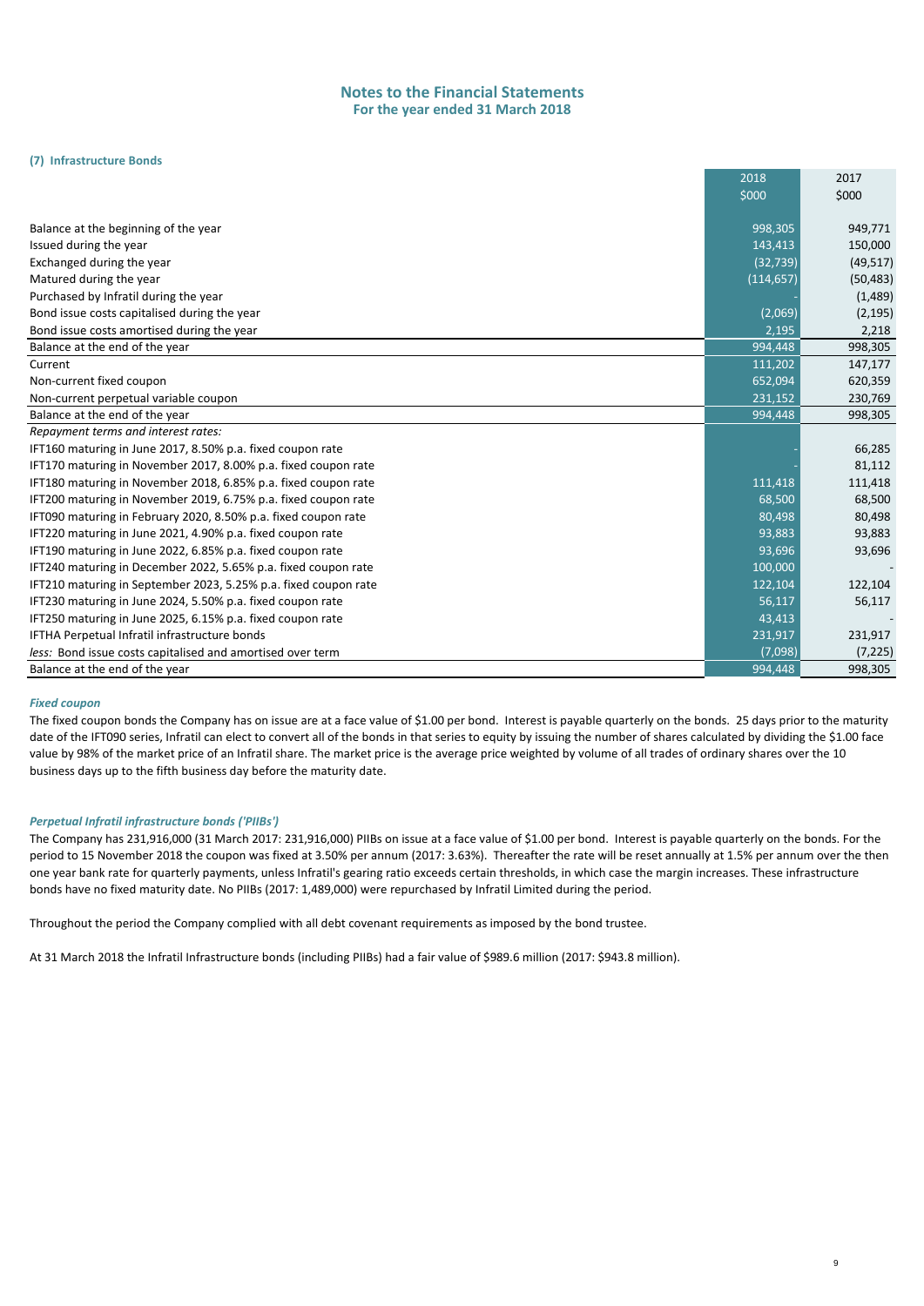# Notes to the Financial Statements
## For the year ended 31 March 2018

### (7) Infrastructure Bonds

| | 2018 | 2017 |
|---|---|---|
| | $000 | $000 |
| Balance at the beginning of the year | 998,305 | 949,771 |
| Issued during the year | 143,413 | 150,000 |
| Exchanged during the year | (32,739) | (49,517) |
| Matured during the year | (114,657) | (50,483) |
| Purchased by Infratil during the year | - | (1,489) |
| Bond issue costs capitalised during the year | (2,069) | (2,195) |
| Bond issue costs amortised during the year | 2,195 | 2,218 |
| Balance at the end of the year | 994,448 | 998,305 |
| Current | 111,202 | 147,177 |
| Non-current fixed coupon | 652,094 | 620,359 |
| Non-current perpetual variable coupon | 231,152 | 230,769 |
| Balance at the end of the year | 994,448 | 998,305 |
| *Repayment terms and interest rates:* | | |
| IFT160 maturing in June 2017, 8.50% p.a. fixed coupon rate | - | 66,285 |
| IFT170 maturing in November 2017, 8.00% p.a. fixed coupon rate | - | 81,112 |
| IFT180 maturing in November 2018, 6.85% p.a. fixed coupon rate | 111,418 | 111,418 |
| IFT200 maturing in November 2019, 6.75% p.a. fixed coupon rate | 68,500 | 68,500 |
| IFT090 maturing in February 2020, 8.50% p.a. fixed coupon rate | 80,498 | 80,498 |
| IFT220 maturing in June 2021, 4.90% p.a. fixed coupon rate | 93,883 | 93,883 |
| IFT190 maturing in June 2022, 6.85% p.a. fixed coupon rate | 93,696 | 93,696 |
| IFT240 maturing in December 2022, 5.65% p.a. fixed coupon rate | 100,000 | - |
| IFT210 maturing in September 2023, 5.25% p.a. fixed coupon rate | 122,104 | 122,104 |
| IFT230 maturing in June 2024, 5.50% p.a. fixed coupon rate | 56,117 | 56,117 |
| IFT250 maturing in June 2025, 6.15% p.a. fixed coupon rate | 43,413 | - |
| IFTHA Perpetual Infratil infrastructure bonds | 231,917 | 231,917 |
| *less:* Bond issue costs capitalised and amortised over term | (7,098) | (7,225) |
| Balance at the end of the year | 994,448 | 998,305 |

#### *Fixed coupon*

The fixed coupon bonds the Company has on issue are at a face value of $1.00 per bond. Interest is payable quarterly on the bonds. 25 days prior to the maturity date of the IFT090 series, Infratil can elect to convert all of the bonds in that series to equity by issuing the number of shares calculated by dividing the $1.00 face value by 98% of the market price of an Infratil share. The market price is the average price weighted by volume of all trades of ordinary shares over the 10 business days up to the fifth business day before the maturity date.

#### *Perpetual Infratil infrastructure bonds ('PIIBs')*

The Company has 231,916,000 (31 March 2017: 231,916,000) PIIBs on issue at a face value of $1.00 per bond. Interest is payable quarterly on the bonds. For the period to 15 November 2018 the coupon was fixed at 3.50% per annum (2017: 3.63%). Thereafter the rate will be reset annually at 1.5% per annum over the then one year bank rate for quarterly payments, unless Infratil's gearing ratio exceeds certain thresholds, in which case the margin increases. These infrastructure bonds have no fixed maturity date. No PIIBs (2017: 1,489,000) were repurchased by Infratil Limited during the period.

Throughout the period the Company complied with all debt covenant requirements as imposed by the bond trustee.

At 31 March 2018 the Infratil Infrastructure bonds (including PIIBs) had a fair value of $989.6 million (2017: $943.8 million).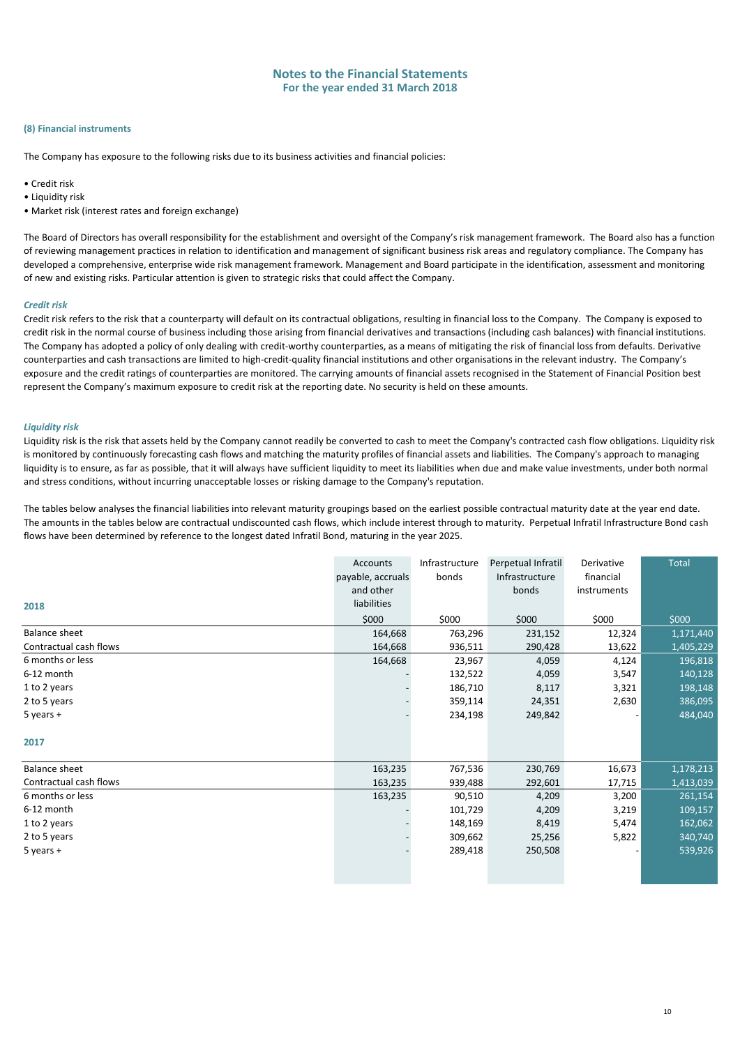## Notes to the Financial Statements
### For the year ended 31 March 2018

### (8) Financial instruments

The Company has exposure to the following risks due to its business activities and financial policies:

- Credit risk
- Liquidity risk
- Market risk (interest rates and foreign exchange)

The Board of Directors has overall responsibility for the establishment and oversight of the Company's risk management framework. The Board also has a function of reviewing management practices in relation to identification and management of significant business risk areas and regulatory compliance. The Company has developed a comprehensive, enterprise wide risk management framework. Management and Board participate in the identification, assessment and monitoring of new and existing risks. Particular attention is given to strategic risks that could affect the Company.

#### *Credit risk*

Credit risk refers to the risk that a counterparty will default on its contractual obligations, resulting in financial loss to the Company. The Company is exposed to credit risk in the normal course of business including those arising from financial derivatives and transactions (including cash balances) with financial institutions. The Company has adopted a policy of only dealing with credit-worthy counterparties, as a means of mitigating the risk of financial loss from defaults. Derivative counterparties and cash transactions are limited to high-credit-quality financial institutions and other organisations in the relevant industry. The Company's exposure and the credit ratings of counterparties are monitored. The carrying amounts of financial assets recognised in the Statement of Financial Position best represent the Company's maximum exposure to credit risk at the reporting date. No security is held on these amounts.

#### *Liquidity risk*

Liquidity risk is the risk that assets held by the Company cannot readily be converted to cash to meet the Company's contracted cash flow obligations. Liquidity risk is monitored by continuously forecasting cash flows and matching the maturity profiles of financial assets and liabilities. The Company's approach to managing liquidity is to ensure, as far as possible, that it will always have sufficient liquidity to meet its liabilities when due and make value investments, under both normal and stress conditions, without incurring unacceptable losses or risking damage to the Company's reputation.

The tables below analyses the financial liabilities into relevant maturity groupings based on the earliest possible contractual maturity date at the year end date. The amounts in the tables below are contractual undiscounted cash flows, which include interest through to maturity. Perpetual Infratil Infrastructure Bond cash flows have been determined by reference to the longest dated Infratil Bond, maturing in the year 2025.

| 2018 | Accounts payable, accruals and other liabilities | Infrastructure bonds | Perpetual Infratil Infrastructure bonds | Derivative financial instruments | Total |
|---|---|---|---|---|---|
| | $000 | $000 | $000 | $000 | $000 |
| Balance sheet | 164,668 | 763,296 | 231,152 | 12,324 | 1,171,440 |
| Contractual cash flows | 164,668 | 936,511 | 290,428 | 13,622 | 1,405,229 |
| 6 months or less | 164,668 | 23,967 | 4,059 | 4,124 | 196,818 |
| 6-12 month | - | 132,522 | 4,059 | 3,547 | 140,128 |
| 1 to 2 years | - | 186,710 | 8,117 | 3,321 | 198,148 |
| 2 to 5 years | - | 359,114 | 24,351 | 2,630 | 386,095 |
| 5 years + | - | 234,198 | 249,842 | - | 484,040 |
| **2017** | | | | | |
| Balance sheet | 163,235 | 767,536 | 230,769 | 16,673 | 1,178,213 |
| Contractual cash flows | 163,235 | 939,488 | 292,601 | 17,715 | 1,413,039 |
| 6 months or less | 163,235 | 90,510 | 4,209 | 3,200 | 261,154 |
| 6-12 month | - | 101,729 | 4,209 | 3,219 | 109,157 |
| 1 to 2 years | - | 148,169 | 8,419 | 5,474 | 162,062 |
| 2 to 5 years | - | 309,662 | 25,256 | 5,822 | 340,740 |
| 5 years + | - | 289,418 | 250,508 | - | 539,926 |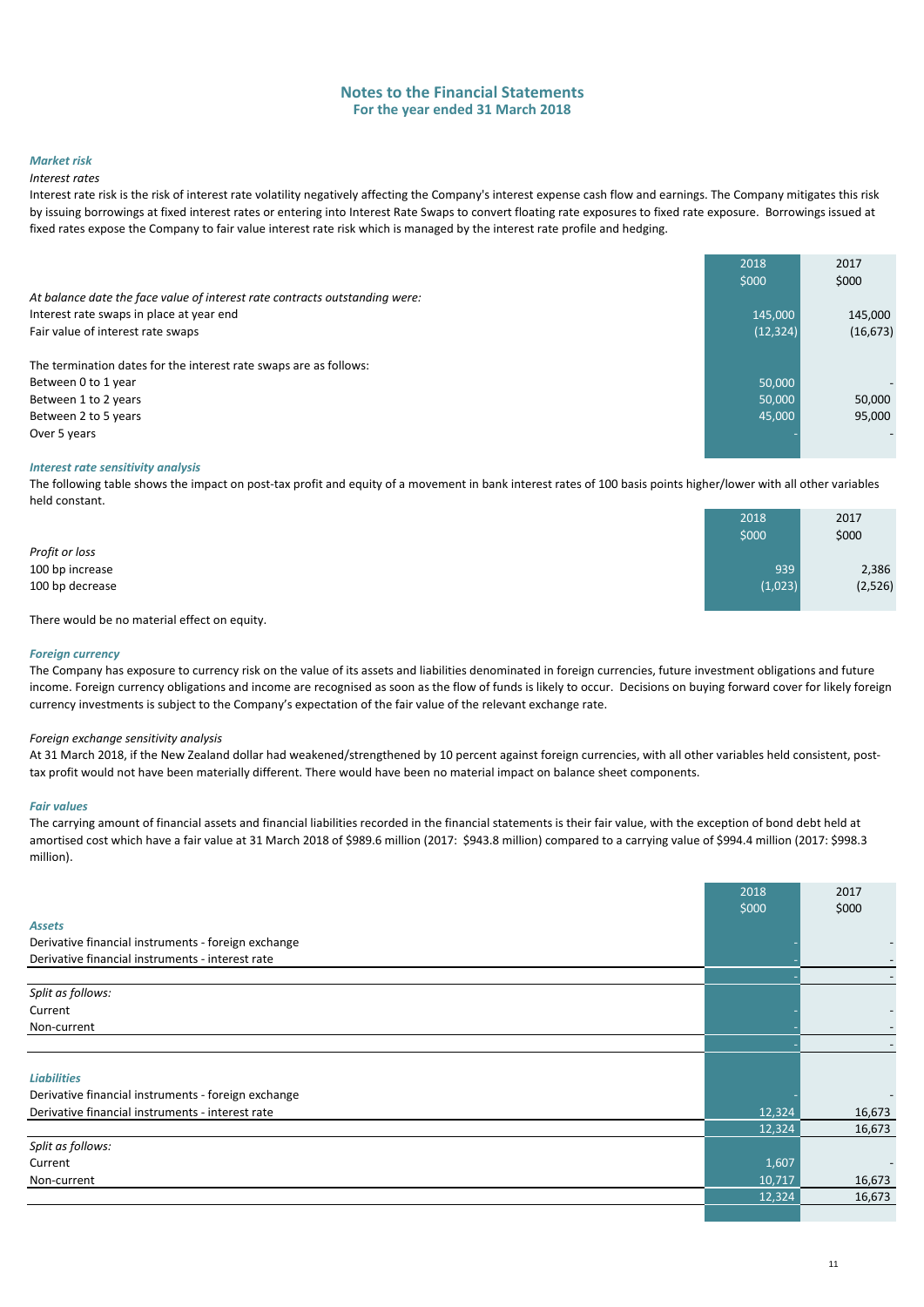## Notes to the Financial Statements
### For the year ended 31 March 2018

***Market risk***

*Interest rates*

Interest rate risk is the risk of interest rate volatility negatively affecting the Company's interest expense cash flow and earnings. The Company mitigates this risk by issuing borrowings at fixed interest rates or entering into Interest Rate Swaps to convert floating rate exposures to fixed rate exposure. Borrowings issued at fixed rates expose the Company to fair value interest rate risk which is managed by the interest rate profile and hedging.

| | 2018<br>$000 | 2017<br>$000 |
|---|---|---|
| *At balance date the face value of interest rate contracts outstanding were:* | | |
| Interest rate swaps in place at year end | 145,000 | 145,000 |
| Fair value of interest rate swaps | (12,324) | (16,673) |
| | | |
| The termination dates for the interest rate swaps are as follows: | | |
| Between 0 to 1 year | 50,000 | - |
| Between 1 to 2 years | 50,000 | 50,000 |
| Between 2 to 5 years | 45,000 | 95,000 |
| Over 5 years | - | - |

***Interest rate sensitivity analysis***

The following table shows the impact on post-tax profit and equity of a movement in bank interest rates of 100 basis points higher/lower with all other variables held constant.

| | 2018<br>$000 | 2017<br>$000 |
|---|---|---|
| *Profit or loss* | | |
| 100 bp increase | 939 | 2,386 |
| 100 bp decrease | (1,023) | (2,526) |

There would be no material effect on equity.

***Foreign currency***

The Company has exposure to currency risk on the value of its assets and liabilities denominated in foreign currencies, future investment obligations and future income. Foreign currency obligations and income are recognised as soon as the flow of funds is likely to occur. Decisions on buying forward cover for likely foreign currency investments is subject to the Company's expectation of the fair value of the relevant exchange rate.

*Foreign exchange sensitivity analysis*

At 31 March 2018, if the New Zealand dollar had weakened/strengthened by 10 percent against foreign currencies, with all other variables held consistent, post-tax profit would not have been materially different. There would have been no material impact on balance sheet components.

***Fair values***

The carrying amount of financial assets and financial liabilities recorded in the financial statements is their fair value, with the exception of bond debt held at amortised cost which have a fair value at 31 March 2018 of $989.6 million (2017: $943.8 million) compared to a carrying value of $994.4 million (2017: $998.3 million).

| | 2018<br>$000 | 2017<br>$000 |
|---|---|---|
| ***Assets*** | | |
| Derivative financial instruments - foreign exchange | - | - |
| Derivative financial instruments - interest rate | - | - |
| | - | - |
| *Split as follows:* | | |
| Current | - | - |
| Non-current | - | - |
| | - | - |
| | | |
| ***Liabilities*** | | |
| Derivative financial instruments - foreign exchange | - | - |
| Derivative financial instruments - interest rate | 12,324 | 16,673 |
| | 12,324 | 16,673 |
| *Split as follows:* | | |
| Current | 1,607 | - |
| Non-current | 10,717 | 16,673 |
| | 12,324 | 16,673 |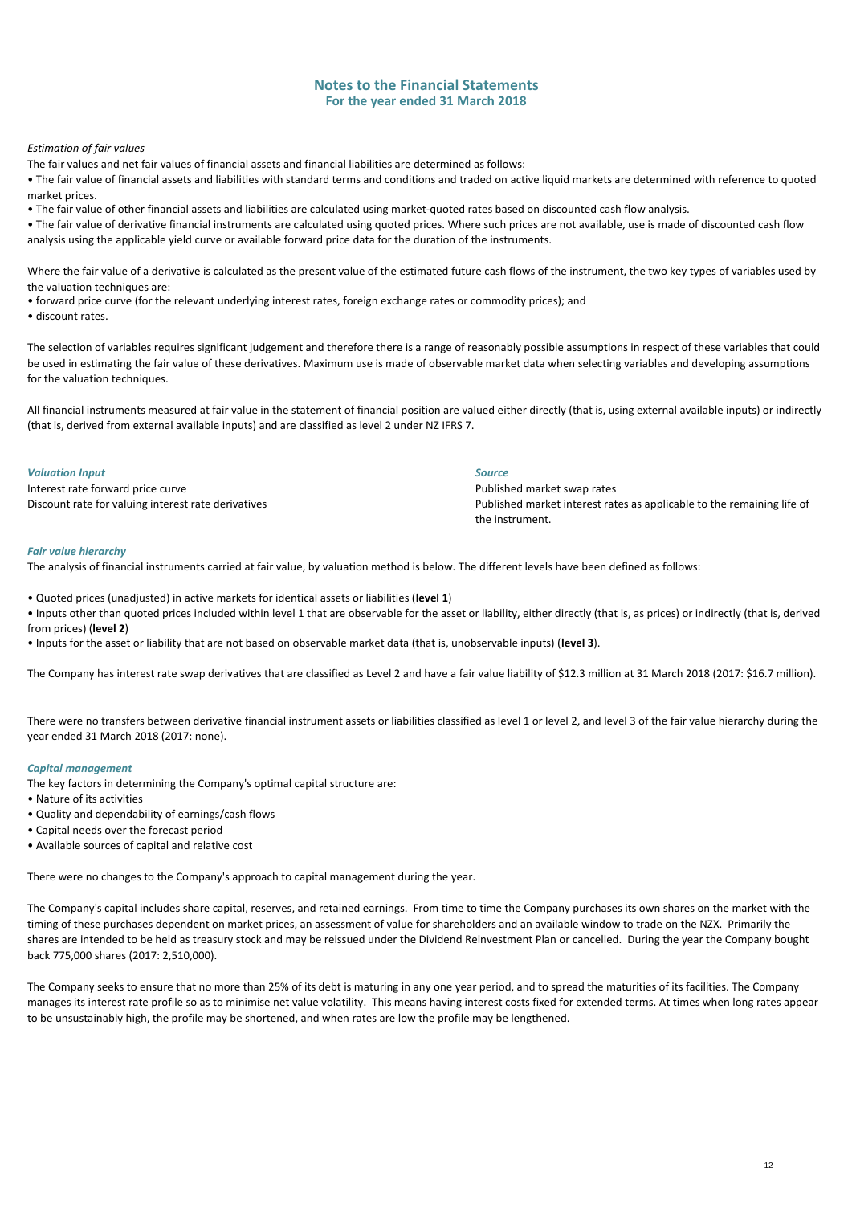# Notes to the Financial Statements
## For the year ended 31 March 2018

*Estimation of fair values*

The fair values and net fair values of financial assets and financial liabilities are determined as follows:

• The fair value of financial assets and liabilities with standard terms and conditions and traded on active liquid markets are determined with reference to quoted market prices.

• The fair value of other financial assets and liabilities are calculated using market-quoted rates based on discounted cash flow analysis.

• The fair value of derivative financial instruments are calculated using quoted prices. Where such prices are not available, use is made of discounted cash flow analysis using the applicable yield curve or available forward price data for the duration of the instruments.

Where the fair value of a derivative is calculated as the present value of the estimated future cash flows of the instrument, the two key types of variables used by the valuation techniques are:

• forward price curve (for the relevant underlying interest rates, foreign exchange rates or commodity prices); and

• discount rates.

The selection of variables requires significant judgement and therefore there is a range of reasonably possible assumptions in respect of these variables that could be used in estimating the fair value of these derivatives. Maximum use is made of observable market data when selecting variables and developing assumptions for the valuation techniques.

All financial instruments measured at fair value in the statement of financial position are valued either directly (that is, using external available inputs) or indirectly (that is, derived from external available inputs) and are classified as level 2 under NZ IFRS 7.

| *Valuation Input* | *Source* |
|---|---|
| Interest rate forward price curve | Published market swap rates |
| Discount rate for valuing interest rate derivatives | Published market interest rates as applicable to the remaining life of the instrument. |

***Fair value hierarchy***

The analysis of financial instruments carried at fair value, by valuation method is below. The different levels have been defined as follows:

• Quoted prices (unadjusted) in active markets for identical assets or liabilities (**level 1**)

• Inputs other than quoted prices included within level 1 that are observable for the asset or liability, either directly (that is, as prices) or indirectly (that is, derived from prices) (**level 2**)

• Inputs for the asset or liability that are not based on observable market data (that is, unobservable inputs) (**level 3**).

The Company has interest rate swap derivatives that are classified as Level 2 and have a fair value liability of $12.3 million at 31 March 2018 (2017: $16.7 million).

There were no transfers between derivative financial instrument assets or liabilities classified as level 1 or level 2, and level 3 of the fair value hierarchy during the year ended 31 March 2018 (2017: none).

***Capital management***

The key factors in determining the Company's optimal capital structure are:

• Nature of its activities

• Quality and dependability of earnings/cash flows

• Capital needs over the forecast period

• Available sources of capital and relative cost

There were no changes to the Company's approach to capital management during the year.

The Company's capital includes share capital, reserves, and retained earnings. From time to time the Company purchases its own shares on the market with the timing of these purchases dependent on market prices, an assessment of value for shareholders and an available window to trade on the NZX. Primarily the shares are intended to be held as treasury stock and may be reissued under the Dividend Reinvestment Plan or cancelled. During the year the Company bought back 775,000 shares (2017: 2,510,000).

The Company seeks to ensure that no more than 25% of its debt is maturing in any one year period, and to spread the maturities of its facilities. The Company manages its interest rate profile so as to minimise net value volatility. This means having interest costs fixed for extended terms. At times when long rates appear to be unsustainably high, the profile may be shortened, and when rates are low the profile may be lengthened.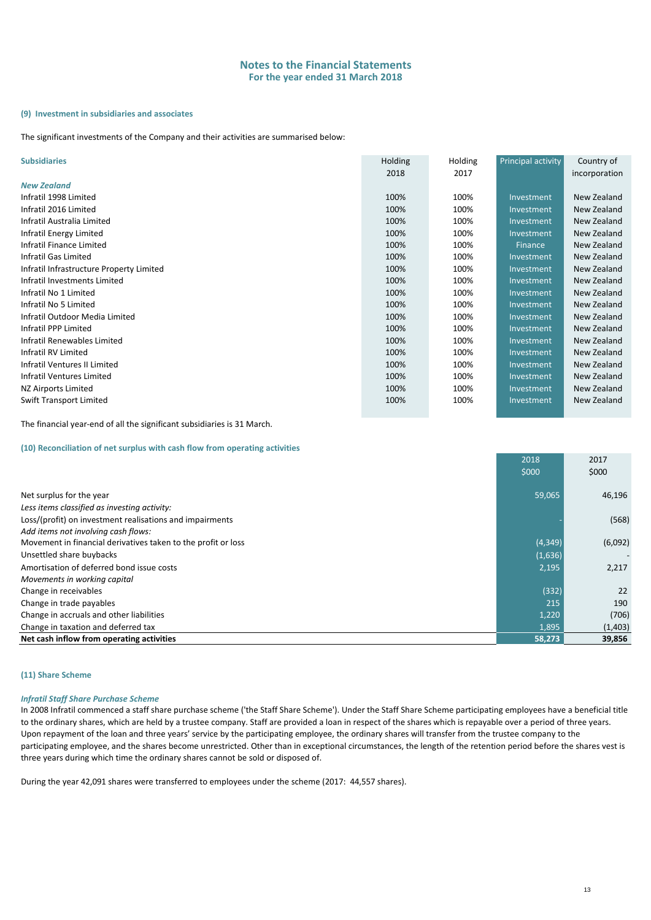# Notes to the Financial Statements
## For the year ended 31 March 2018

### (9) Investment in subsidiaries and associates

The significant investments of the Company and their activities are summarised below:

| Subsidiaries | Holding 2018 | Holding 2017 | Principal activity | Country of incorporation |
|---|---|---|---|---|
| ***New Zealand*** | | | | |
| Infratil 1998 Limited | 100% | 100% | Investment | New Zealand |
| Infratil 2016 Limited | 100% | 100% | Investment | New Zealand |
| Infratil Australia Limited | 100% | 100% | Investment | New Zealand |
| Infratil Energy Limited | 100% | 100% | Investment | New Zealand |
| Infratil Finance Limited | 100% | 100% | Finance | New Zealand |
| Infratil Gas Limited | 100% | 100% | Investment | New Zealand |
| Infratil Infrastructure Property Limited | 100% | 100% | Investment | New Zealand |
| Infratil Investments Limited | 100% | 100% | Investment | New Zealand |
| Infratil No 1 Limited | 100% | 100% | Investment | New Zealand |
| Infratil No 5 Limited | 100% | 100% | Investment | New Zealand |
| Infratil Outdoor Media Limited | 100% | 100% | Investment | New Zealand |
| Infratil PPP Limited | 100% | 100% | Investment | New Zealand |
| Infratil Renewables Limited | 100% | 100% | Investment | New Zealand |
| Infratil RV Limited | 100% | 100% | Investment | New Zealand |
| Infratil Ventures II Limited | 100% | 100% | Investment | New Zealand |
| Infratil Ventures Limited | 100% | 100% | Investment | New Zealand |
| NZ Airports Limited | 100% | 100% | Investment | New Zealand |
| Swift Transport Limited | 100% | 100% | Investment | New Zealand |

The financial year-end of all the significant subsidiaries is 31 March.

### (10) Reconciliation of net surplus with cash flow from operating activities

| | 2018 $000 | 2017 $000 |
|---|---|---|
| Net surplus for the year | 59,065 | 46,196 |
| *Less items classified as investing activity:* | | |
| Loss/(profit) on investment realisations and impairments | - | (568) |
| *Add items not involving cash flows:* | | |
| Movement in financial derivatives taken to the profit or loss | (4,349) | (6,092) |
| Unsettled share buybacks | (1,636) | - |
| Amortisation of deferred bond issue costs | 2,195 | 2,217 |
| *Movements in working capital* | | |
| Change in receivables | (332) | 22 |
| Change in trade payables | 215 | 190 |
| Change in accruals and other liabilities | 1,220 | (706) |
| Change in taxation and deferred tax | 1,895 | (1,403) |
| **Net cash inflow from operating activities** | **58,273** | **39,856** |

### (11) Share Scheme

*Infratil Staff Share Purchase Scheme*

In 2008 Infratil commenced a staff share purchase scheme ('the Staff Share Scheme'). Under the Staff Share Scheme participating employees have a beneficial title to the ordinary shares, which are held by a trustee company. Staff are provided a loan in respect of the shares which is repayable over a period of three years. Upon repayment of the loan and three years' service by the participating employee, the ordinary shares will transfer from the trustee company to the participating employee, and the shares become unrestricted. Other than in exceptional circumstances, the length of the retention period before the shares vest is three years during which time the ordinary shares cannot be sold or disposed of.

During the year 42,091 shares were transferred to employees under the scheme (2017: 44,557 shares).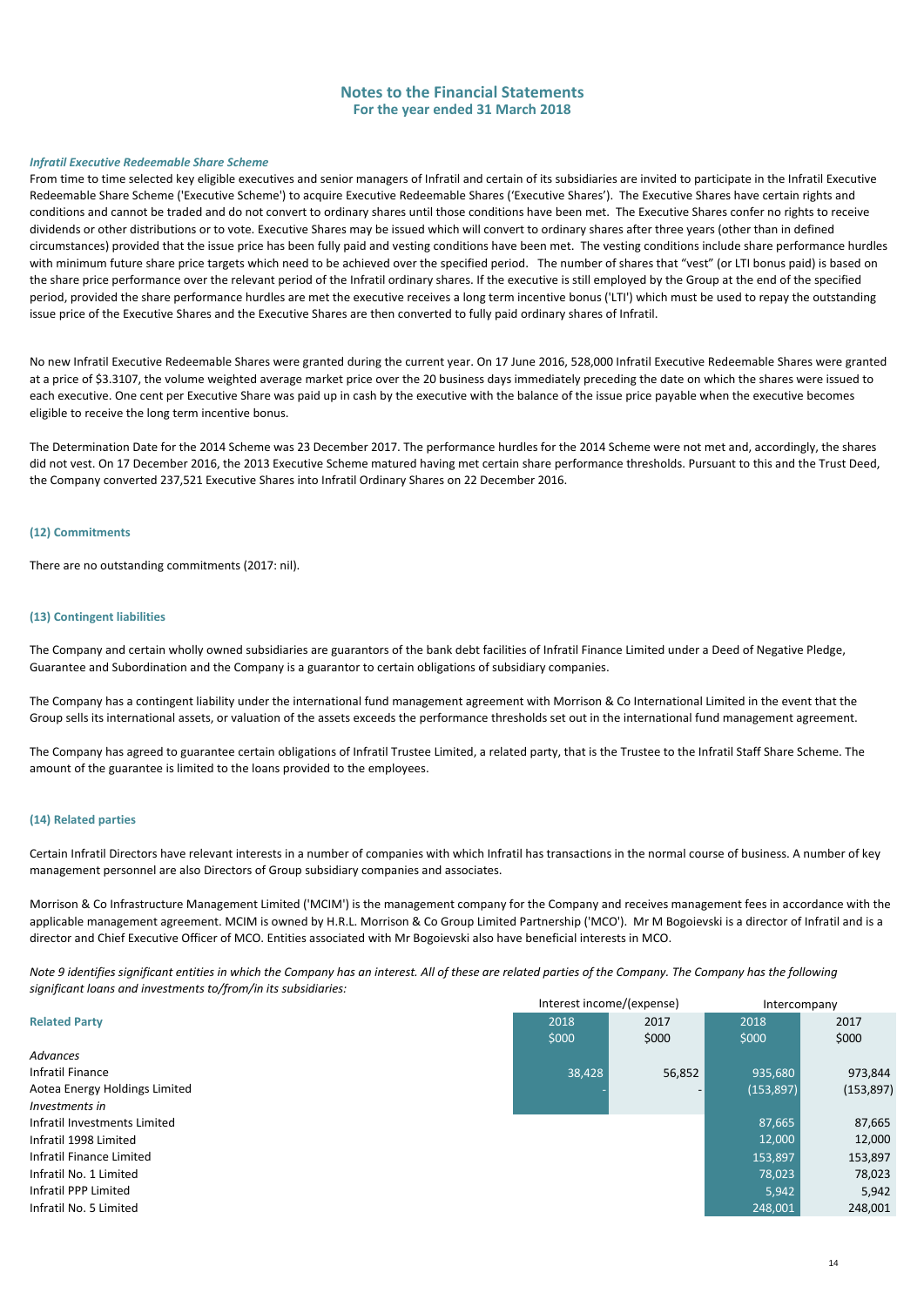# Notes to the Financial Statements
## For the year ended 31 March 2018

*Infratil Executive Redeemable Share Scheme*

From time to time selected key eligible executives and senior managers of Infratil and certain of its subsidiaries are invited to participate in the Infratil Executive Redeemable Share Scheme ('Executive Scheme') to acquire Executive Redeemable Shares ('Executive Shares'). The Executive Shares have certain rights and conditions and cannot be traded and do not convert to ordinary shares until those conditions have been met. The Executive Shares confer no rights to receive dividends or other distributions or to vote. Executive Shares may be issued which will convert to ordinary shares after three years (other than in defined circumstances) provided that the issue price has been fully paid and vesting conditions have been met. The vesting conditions include share performance hurdles with minimum future share price targets which need to be achieved over the specified period. The number of shares that "vest" (or LTI bonus paid) is based on the share price performance over the relevant period of the Infratil ordinary shares. If the executive is still employed by the Group at the end of the specified period, provided the share performance hurdles are met the executive receives a long term incentive bonus ('LTI') which must be used to repay the outstanding issue price of the Executive Shares and the Executive Shares are then converted to fully paid ordinary shares of Infratil.

No new Infratil Executive Redeemable Shares were granted during the current year. On 17 June 2016, 528,000 Infratil Executive Redeemable Shares were granted at a price of $3.3107, the volume weighted average market price over the 20 business days immediately preceding the date on which the shares were issued to each executive. One cent per Executive Share was paid up in cash by the executive with the balance of the issue price payable when the executive becomes eligible to receive the long term incentive bonus.

The Determination Date for the 2014 Scheme was 23 December 2017. The performance hurdles for the 2014 Scheme were not met and, accordingly, the shares did not vest. On 17 December 2016, the 2013 Executive Scheme matured having met certain share performance thresholds. Pursuant to this and the Trust Deed, the Company converted 237,521 Executive Shares into Infratil Ordinary Shares on 22 December 2016.

### (12) Commitments

There are no outstanding commitments (2017: nil).

### (13) Contingent liabilities

The Company and certain wholly owned subsidiaries are guarantors of the bank debt facilities of Infratil Finance Limited under a Deed of Negative Pledge, Guarantee and Subordination and the Company is a guarantor to certain obligations of subsidiary companies.

The Company has a contingent liability under the international fund management agreement with Morrison & Co International Limited in the event that the Group sells its international assets, or valuation of the assets exceeds the performance thresholds set out in the international fund management agreement.

The Company has agreed to guarantee certain obligations of Infratil Trustee Limited, a related party, that is the Trustee to the Infratil Staff Share Scheme. The amount of the guarantee is limited to the loans provided to the employees.

### (14) Related parties

Certain Infratil Directors have relevant interests in a number of companies with which Infratil has transactions in the normal course of business. A number of key management personnel are also Directors of Group subsidiary companies and associates.

Morrison & Co Infrastructure Management Limited ('MCIM') is the management company for the Company and receives management fees in accordance with the applicable management agreement. MCIM is owned by H.R.L. Morrison & Co Group Limited Partnership ('MCO'). Mr M Bogoievski is a director of Infratil and is a director and Chief Executive Officer of MCO. Entities associated with Mr Bogoievski also have beneficial interests in MCO.

*Note 9 identifies significant entities in which the Company has an interest. All of these are related parties of the Company. The Company has the following significant loans and investments to/from/in its subsidiaries:*

| | Interest income/(expense) | | Intercompany | |
|---|---|---|---|---|
| **Related Party** | 2018 | 2017 | 2018 | 2017 |
| | $000 | $000 | $000 | $000 |
| *Advances* | | | | |
| Infratil Finance | 38,428 | 56,852 | 935,680 | 973,844 |
| Aotea Energy Holdings Limited | - | - | (153,897) | (153,897) |
| *Investments in* | | | | |
| Infratil Investments Limited | | | 87,665 | 87,665 |
| Infratil 1998 Limited | | | 12,000 | 12,000 |
| Infratil Finance Limited | | | 153,897 | 153,897 |
| Infratil No. 1 Limited | | | 78,023 | 78,023 |
| Infratil PPP Limited | | | 5,942 | 5,942 |
| Infratil No. 5 Limited | | | 248,001 | 248,001 |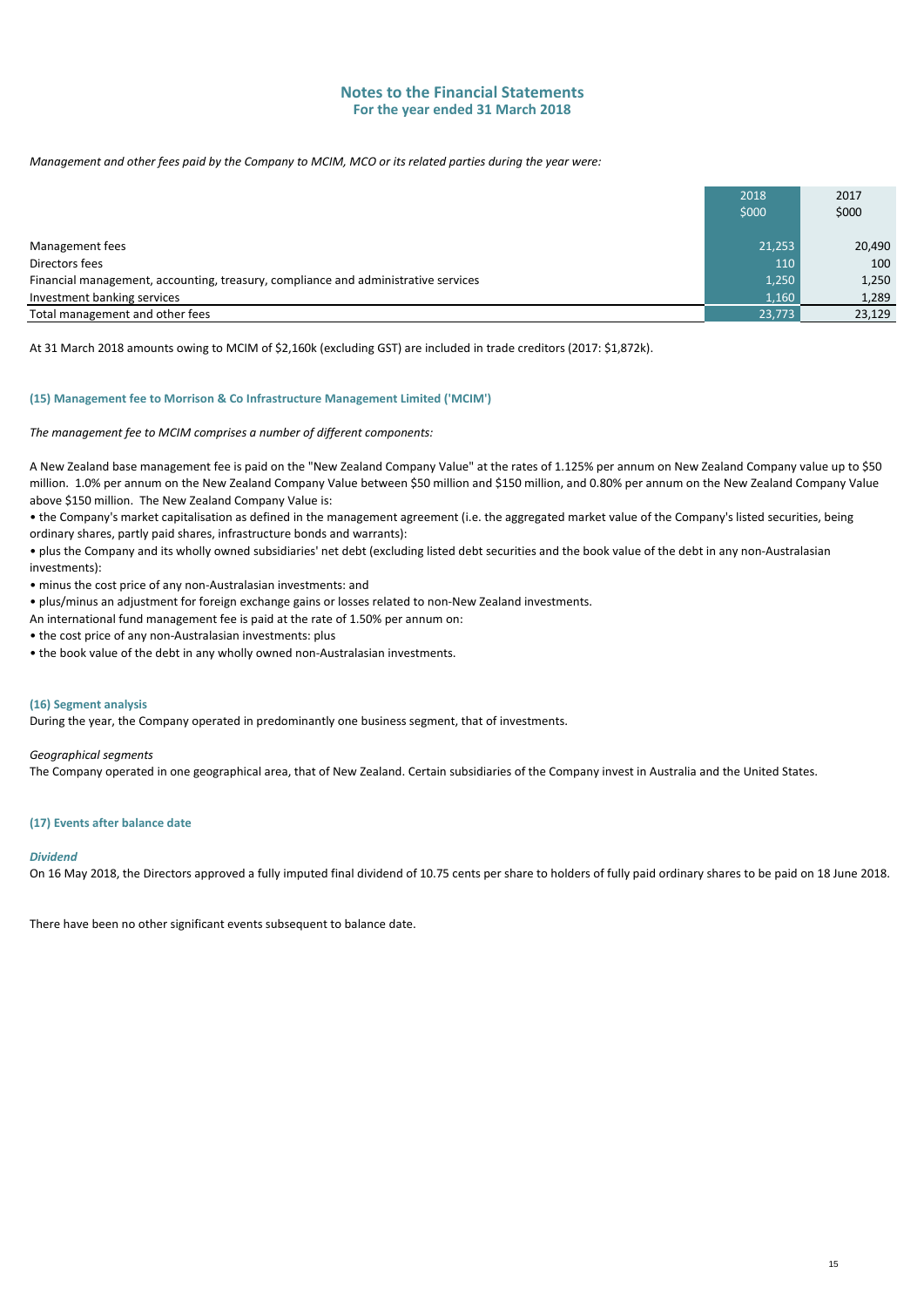# Notes to the Financial Statements
## For the year ended 31 March 2018

*Management and other fees paid by the Company to MCIM, MCO or its related parties during the year were:*

| | 2018<br>$000 | 2017<br>$000 |
|---|---|---|
| Management fees | 21,253 | 20,490 |
| Directors fees | 110 | 100 |
| Financial management, accounting, treasury, compliance and administrative services | 1,250 | 1,250 |
| Investment banking services | 1,160 | 1,289 |
| Total management and other fees | 23,773 | 23,129 |

At 31 March 2018 amounts owing to MCIM of $2,160k (excluding GST) are included in trade creditors (2017: $1,872k).

### (15) Management fee to Morrison & Co Infrastructure Management Limited ('MCIM')

*The management fee to MCIM comprises a number of different components:*

A New Zealand base management fee is paid on the "New Zealand Company Value" at the rates of 1.125% per annum on New Zealand Company value up to $50 million. 1.0% per annum on the New Zealand Company Value between $50 million and $150 million, and 0.80% per annum on the New Zealand Company Value above $150 million. The New Zealand Company Value is:

- the Company's market capitalisation as defined in the management agreement (i.e. the aggregated market value of the Company's listed securities, being ordinary shares, partly paid shares, infrastructure bonds and warrants):
- plus the Company and its wholly owned subsidiaries' net debt (excluding listed debt securities and the book value of the debt in any non-Australasian investments):
- minus the cost price of any non-Australasian investments: and
- plus/minus an adjustment for foreign exchange gains or losses related to non-New Zealand investments.

An international fund management fee is paid at the rate of 1.50% per annum on:

- the cost price of any non-Australasian investments: plus
- the book value of the debt in any wholly owned non-Australasian investments.

### (16) Segment analysis

During the year, the Company operated in predominantly one business segment, that of investments.

*Geographical segments*

The Company operated in one geographical area, that of New Zealand. Certain subsidiaries of the Company invest in Australia and the United States.

### (17) Events after balance date

***Dividend***

On 16 May 2018, the Directors approved a fully imputed final dividend of 10.75 cents per share to holders of fully paid ordinary shares to be paid on 18 June 2018.

There have been no other significant events subsequent to balance date.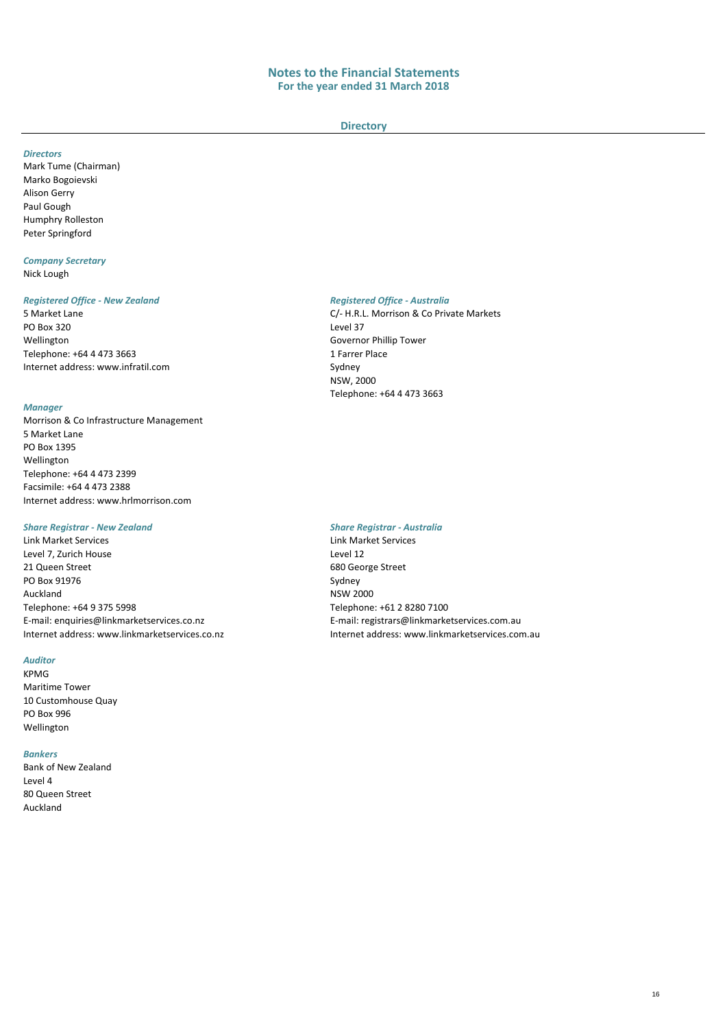# Notes to the Financial Statements
## For the year ended 31 March 2018

## Directory

***Directors***
Mark Tume (Chairman)
Marko Bogoievski
Alison Gerry
Paul Gough
Humphry Rolleston
Peter Springford

***Company Secretary***
Nick Lough

***Registered Office - New Zealand***
5 Market Lane
PO Box 320
Wellington
Telephone: +64 4 473 3663
Internet address: www.infratil.com

***Registered Office - Australia***
C/- H.R.L. Morrison & Co Private Markets
Level 37
Governor Phillip Tower
1 Farrer Place
Sydney
NSW, 2000
Telephone: +64 4 473 3663

***Manager***
Morrison & Co Infrastructure Management
5 Market Lane
PO Box 1395
Wellington
Telephone: +64 4 473 2399
Facsimile: +64 4 473 2388
Internet address: www.hrlmorrison.com

***Share Registrar - New Zealand***
Link Market Services
Level 7, Zurich House
21 Queen Street
PO Box 91976
Auckland
Telephone: +64 9 375 5998
E-mail: enquiries@linkmarketservices.co.nz
Internet address: www.linkmarketservices.co.nz

***Share Registrar - Australia***
Link Market Services
Level 12
680 George Street
Sydney
NSW 2000
Telephone: +61 2 8280 7100
E-mail: registrars@linkmarketservices.com.au
Internet address: www.linkmarketservices.com.au

***Auditor***
KPMG
Maritime Tower
10 Customhouse Quay
PO Box 996
Wellington

***Bankers***
Bank of New Zealand
Level 4
80 Queen Street
Auckland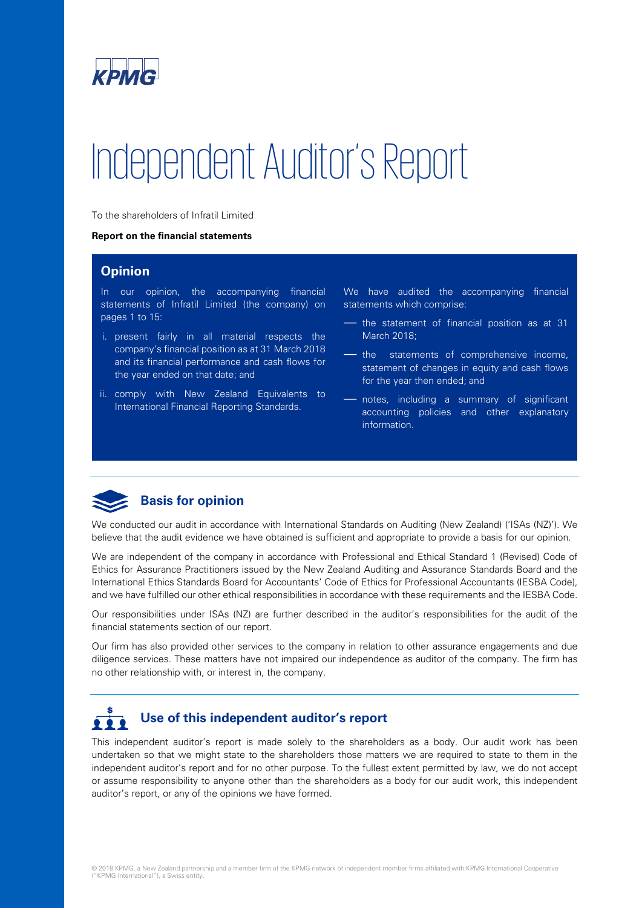# Independent Auditor's Report

To the shareholders of Infratil Limited

**Report on the financial statements**

## Opinion

In our opinion, the accompanying financial statements of Infratil Limited (the company) on pages 1 to 15:

i. present fairly in all material respects the company's financial position as at 31 March 2018 and its financial performance and cash flows for the year ended on that date; and

ii. comply with New Zealand Equivalents to International Financial Reporting Standards.

We have audited the accompanying financial statements which comprise:

- the statement of financial position as at 31 March 2018;
- the statements of comprehensive income, statement of changes in equity and cash flows for the year then ended; and
- notes, including a summary of significant accounting policies and other explanatory information.

## Basis for opinion

We conducted our audit in accordance with International Standards on Auditing (New Zealand) ('ISAs (NZ)'). We believe that the audit evidence we have obtained is sufficient and appropriate to provide a basis for our opinion.

We are independent of the company in accordance with Professional and Ethical Standard 1 (Revised) Code of Ethics for Assurance Practitioners issued by the New Zealand Auditing and Assurance Standards Board and the International Ethics Standards Board for Accountants' Code of Ethics for Professional Accountants (IESBA Code), and we have fulfilled our other ethical responsibilities in accordance with these requirements and the IESBA Code.

Our responsibilities under ISAs (NZ) are further described in the auditor's responsibilities for the audit of the financial statements section of our report.

Our firm has also provided other services to the company in relation to other assurance engagements and due diligence services. These matters have not impaired our independence as auditor of the company. The firm has no other relationship with, or interest in, the company.

## Use of this independent auditor's report

This independent auditor's report is made solely to the shareholders as a body. Our audit work has been undertaken so that we might state to the shareholders those matters we are required to state to them in the independent auditor's report and for no other purpose. To the fullest extent permitted by law, we do not accept or assume responsibility to anyone other than the shareholders as a body for our audit work, this independent auditor's report, or any of the opinions we have formed.

© 2018 KPMG, a New Zealand partnership and a member firm of the KPMG network of independent member firms affiliated with KPMG International Cooperative ("KPMG International"), a Swiss entity.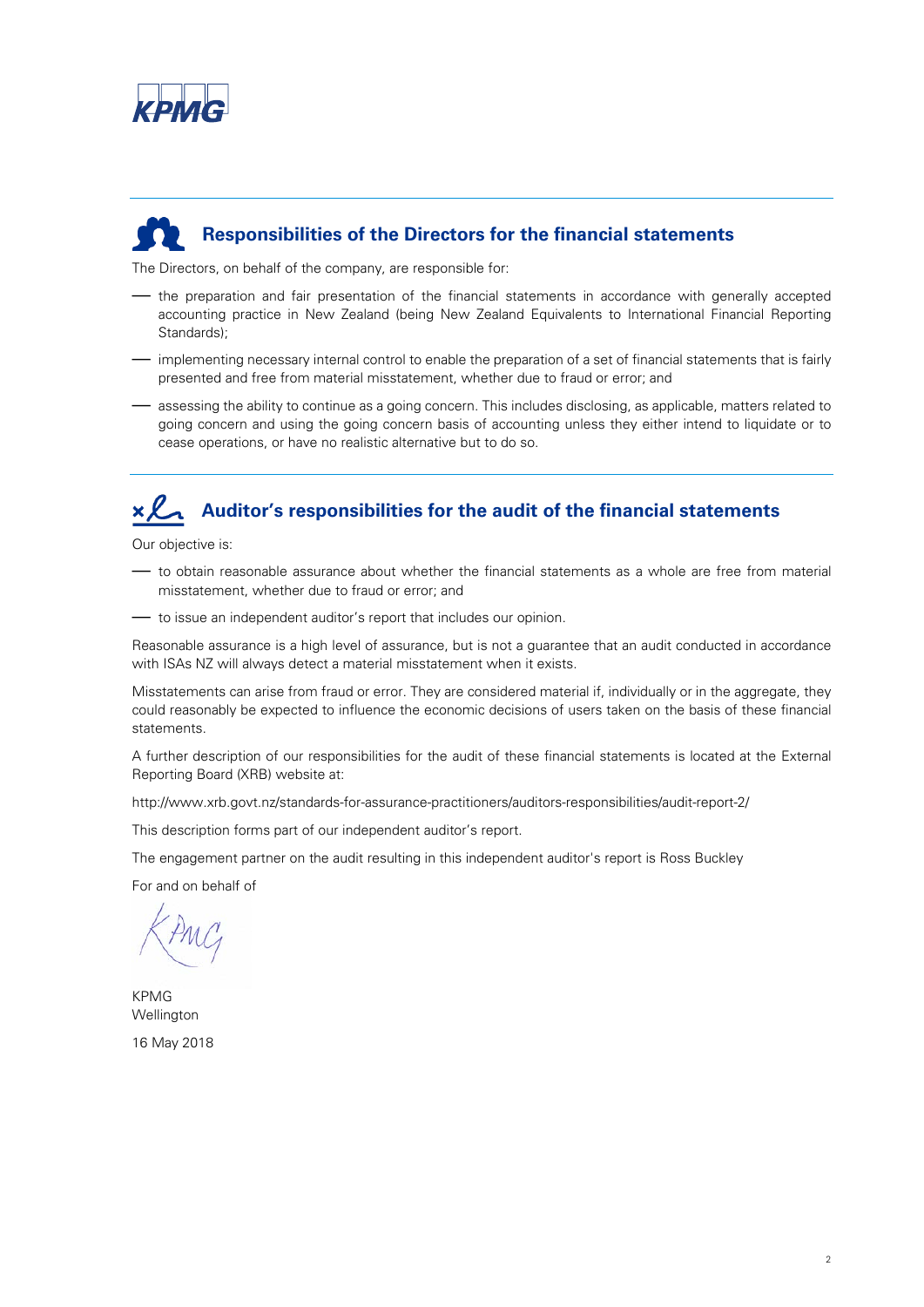## Responsibilities of the Directors for the financial statements

The Directors, on behalf of the company, are responsible for:

- the preparation and fair presentation of the financial statements in accordance with generally accepted accounting practice in New Zealand (being New Zealand Equivalents to International Financial Reporting Standards);
- implementing necessary internal control to enable the preparation of a set of financial statements that is fairly presented and free from material misstatement, whether due to fraud or error; and
- assessing the ability to continue as a going concern. This includes disclosing, as applicable, matters related to going concern and using the going concern basis of accounting unless they either intend to liquidate or to cease operations, or have no realistic alternative but to do so.

## Auditor's responsibilities for the audit of the financial statements

Our objective is:

- to obtain reasonable assurance about whether the financial statements as a whole are free from material misstatement, whether due to fraud or error; and
- to issue an independent auditor's report that includes our opinion.

Reasonable assurance is a high level of assurance, but is not a guarantee that an audit conducted in accordance with ISAs NZ will always detect a material misstatement when it exists.

Misstatements can arise from fraud or error. They are considered material if, individually or in the aggregate, they could reasonably be expected to influence the economic decisions of users taken on the basis of these financial statements.

A further description of our responsibilities for the audit of these financial statements is located at the External Reporting Board (XRB) website at:

http://www.xrb.govt.nz/standards-for-assurance-practitioners/auditors-responsibilities/audit-report-2/

This description forms part of our independent auditor's report.

The engagement partner on the audit resulting in this independent auditor's report is Ross Buckley

For and on behalf of

KPMG

KPMG
Wellington

16 May 2018